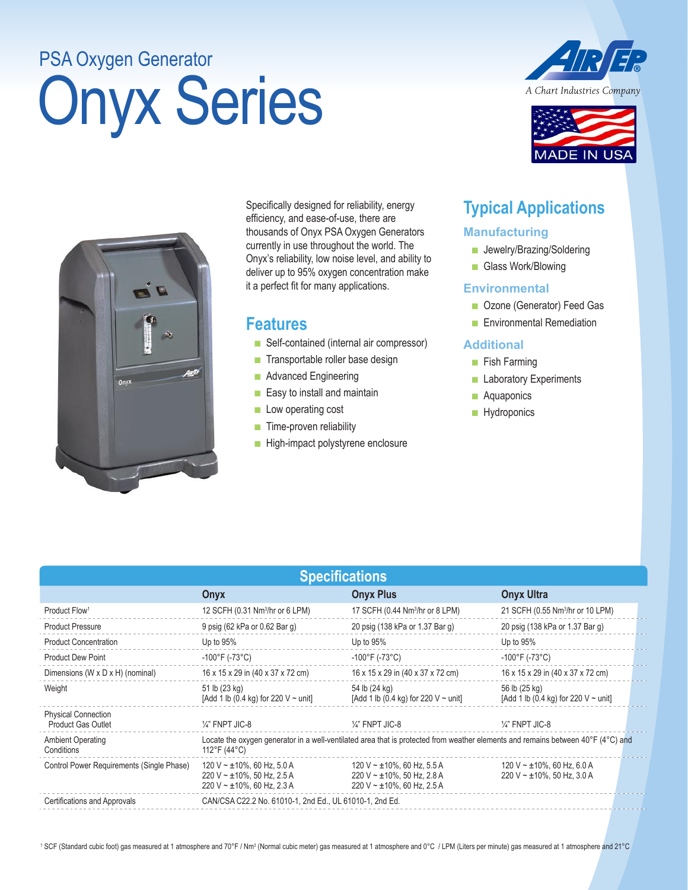PSA Oxygen Generator

# Onyx Series

A Chart Industries Company

MADE IN USA

Specifically designed for reliability, energy efficiency, and ease-of-use, there are thousands of Onyx PSA Oxygen Generators currently in use throughout the world. The Onyx's reliability, low noise level, and ability to deliver up to 95% oxygen concentration make it a perfect fit for many applications.

## Features

- Self-contained (internal air compressor)
- Transportable roller base design
- Advanced Engineering
- Easy to install and maintain
- Low operating cost
- Time-proven reliability
- High-impact polystyrene enclosure

## Typical Applications

### Manufacturing

- Jewelry/Brazing/Soldering
- Glass Work/Blowing

### Environmental

- Ozone (Generator) Feed Gas
- Environmental Remediation

### Additional

- Fish Farming
- Laboratory Experiments
- Aquapontics
- Hydroponics

## Specifications

| | Onyx | Onyx Plus | Onyx Ultra |
|---|---|---|---|
| Product Flow[1] | 12 SCFH (0.31 Nm³/hr or 6 LPM) | 17 SCFH (0.44 Nm³/hr or 8 LPM) | 21 SCFH (0.55 Nm³/hr or 10 LPM) |
| Product Pressure | 9 psig (62 kPa or 0.62 Bar g) | 20 psig (138 kPa or 1.37 Bar g) | 20 psig (138 kPa or 1.37 Bar g) |
| Product Concentration | Up to 95% | Up to 95% | Up to 95% |
| Product Dew Point | -100°F (-73°C) | -100°F (-73°C) | -100°F (-73°C) |
| Dimensions (W x D x H) (nominal) | 16 x 15 x 29 in (40 x 37 x 72 cm) | 16 x 15 x 29 in (40 x 37 x 72 cm) | 16 x 15 x 29 in (40 x 37 x 72 cm) |
| Weight | 51 lb (23 kg) [Add 1 lb (0.4 kg) for 220 V ~ unit] | 54 lb (24 kg) [Add 1 lb (0.4 kg) for 220 V ~ unit] | 56 lb (25 kg) [Add 1 lb (0.4 kg) for 220 V ~ unit] |
| Physical Connection Product Gas Outlet | ¼" FNPT JIC-8 | ¼" FNPT JIC-8 | ¼" FNPT JIC-8 |
| Ambient Operating Conditions | Locate the oxygen generator in a well-ventilated area that is protected from weather elements and remains between 40°F (4°C) and 112°F (44°C) | | |
| Control Power Requirements (Single Phase) | 120 V ~ ±10%, 60 Hz, 5.0 A<br>220 V ~ ±10%, 50 Hz, 2.5 A<br>220 V ~ ±10%, 60 Hz, 2.3 A | 120 V ~ ±10%, 60 Hz, 5.5 A<br>220 V ~ ±10%, 50 Hz, 2.8 A<br>220 V ~ ±10%, 60 Hz, 2.5 A | 120 V ~ ±10%, 60 Hz, 6.0 A<br>220 V ~ ±10%, 50 Hz, 3.0 A |
| Certifications and Approvals | CAN/CSA C22.2 No. 61010-1, 2nd Ed., UL 61010-1, 2nd Ed. | | |

[1] SCF (Standard cubic foot) gas measured at 1 atmosphere and 70°F / Nm³ (Normal cubic meter) gas measured at 1 atmosphere and 0°C / LPM (Liters per minute) gas measured at 1 atmosphere and 21°C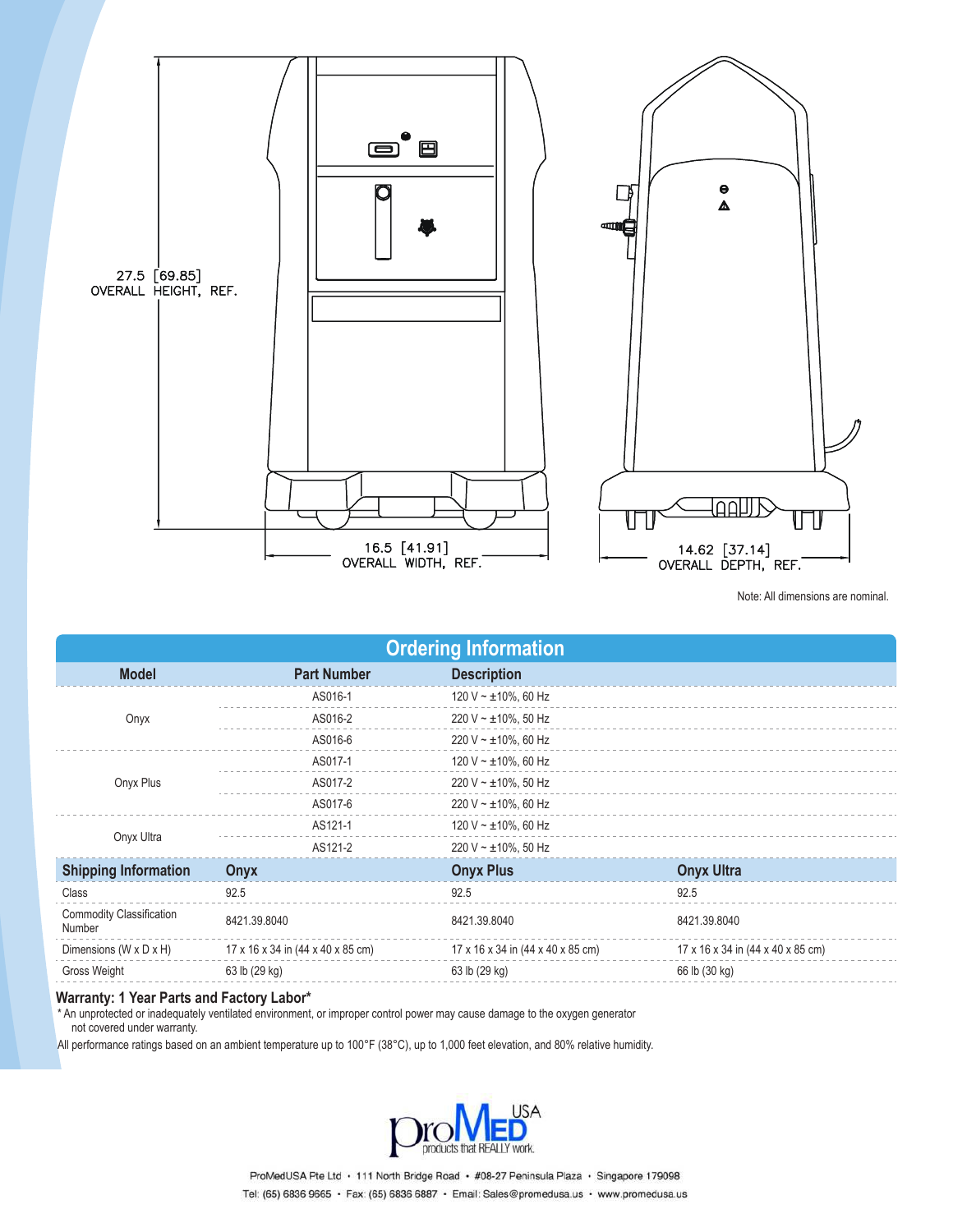27.5 [69.85]
OVERALL HEIGHT, REF.

16.5 [41.91]
OVERALL WIDTH, REF.

14.62 [37.14]
OVERALL DEPTH, REF.

Note: All dimensions are nominal.

## Ordering Information

| Model | Part Number | Description |
|---|---|---|
| Onyx | AS016-1 | 120 V ~ ±10%, 60 Hz |
| | AS016-2 | 220 V ~ ±10%, 50 Hz |
| | AS016-6 | 220 V ~ ±10%, 60 Hz |
| Onyx Plus | AS017-1 | 120 V ~ ±10%, 60 Hz |
| | AS017-2 | 220 V ~ ±10%, 50 Hz |
| | AS017-6 | 220 V ~ ±10%, 60 Hz |
| Onyx Ultra | AS121-1 | 120 V ~ ±10%, 60 Hz |
| | AS121-2 | 220 V ~ ±10%, 50 Hz |

| Shipping Information | Onyx | Onyx Plus | Onyx Ultra |
|---|---|---|---|
| Class | 92.5 | 92.5 | 92.5 |
| Commodity Classification Number | 8421.39.8040 | 8421.39.8040 | 8421.39.8040 |
| Dimensions (W x D x H) | 17 x 16 x 34 in (44 x 40 x 85 cm) | 17 x 16 x 34 in (44 x 40 x 85 cm) | 17 x 16 x 34 in (44 x 40 x 85 cm) |
| Gross Weight | 63 lb (29 kg) | 63 lb (29 kg) | 66 lb (30 kg) |

**Warranty: 1 Year Parts and Factory Labor***

* An unprotected or inadequately ventilated environment, or improper control power may cause damage to the oxygen generator not covered under warranty.

All performance ratings based on an ambient temperature up to 100°F (38°C), up to 1,000 feet elevation, and 80% relative humidity.

ProMed USA
products that REALLY work.

ProMedUSA Pte Ltd • 111 North Bridge Road • #08-27 Peninsula Plaza • Singapore 179098
Tel: (65) 6836 9665 • Fax: (65) 6836 6887 • Email: Sales@promedusa.us • www.promedusa.us